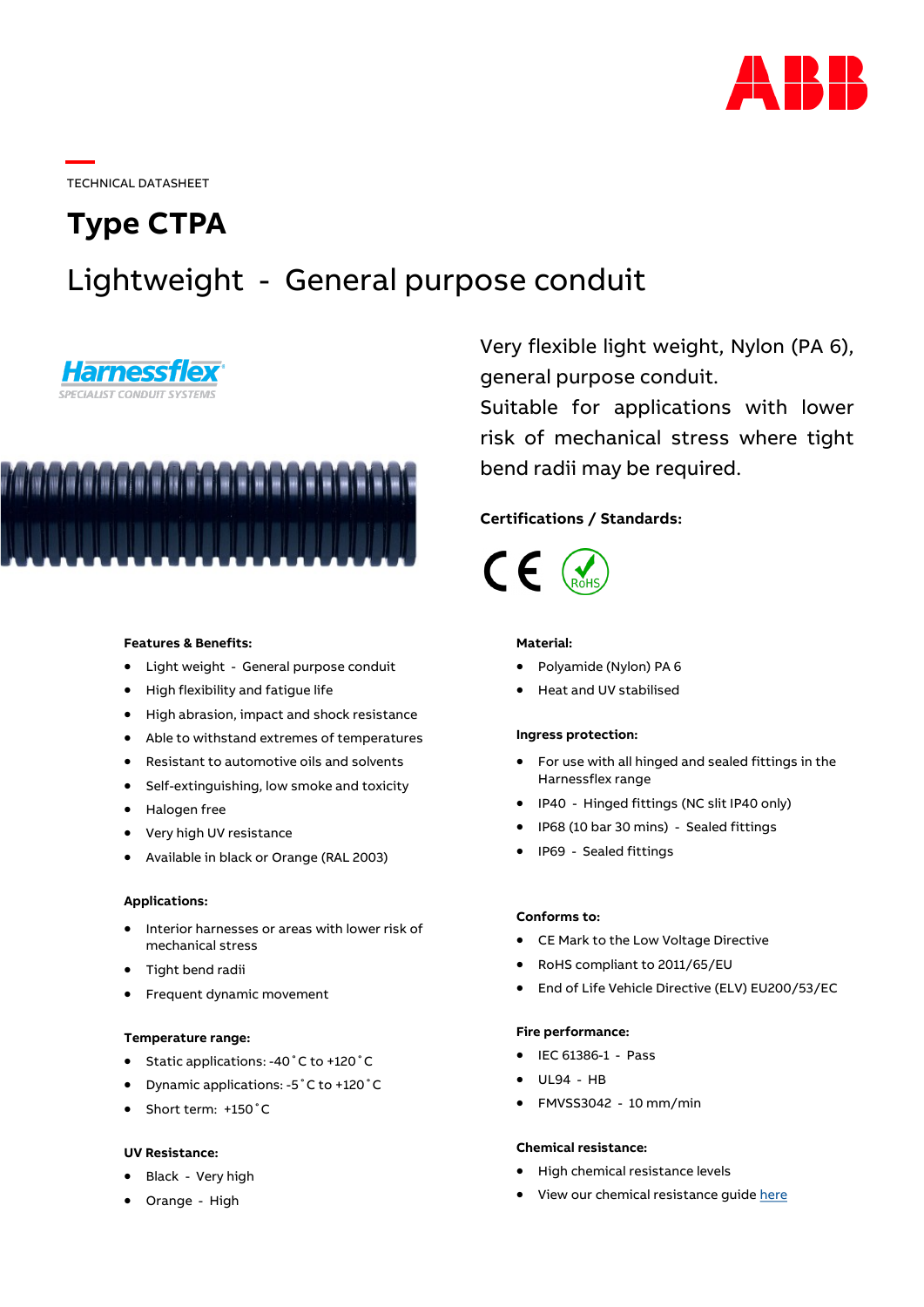TECHNICAL DATASHEET

# Type CTPA

## Lightweight - General purpose conduit

Very flexible light weight, Nylon (PA 6), general purpose conduit.
Suitable for applications with lower risk of mechanical stress where tight bend radii may be required.

**Certifications / Standards:**

### Features & Benefits:

- Light weight - General purpose conduit
- High flexibility and fatigue life
- High abrasion, impact and shock resistance
- Able to withstand extremes of temperatures
- Resistant to automotive oils and solvents
- Self-extinguishing, low smoke and toxicity
- Halogen free
- Very high UV resistance
- Available in black or Orange (RAL 2003)

### Applications:

- Interior harnesses or areas with lower risk of mechanical stress
- Tight bend radii
- Frequent dynamic movement

### Temperature range:

- Static applications: -40˚C to +120˚C
- Dynamic applications: -5˚C to +120˚C
- Short term: +150˚C

### UV Resistance:

- Black - Very high
- Orange - High

### Material:

- Polyamide (Nylon) PA 6
- Heat and UV stabilised

### Ingress protection:

- For use with all hinged and sealed fittings in the Harnessflex range
- IP40 - Hinged fittings (NC slit IP40 only)
- IP68 (10 bar 30 mins) - Sealed fittings
- IP69 - Sealed fittings

### Conforms to:

- CE Mark to the Low Voltage Directive
- RoHS compliant to 2011/65/EU
- End of Life Vehicle Directive (ELV) EU200/53/EC

### Fire performance:

- IEC 61386-1 - Pass
- UL94 - HB
- FMVSS3042 - 10 mm/min

### Chemical resistance:

- High chemical resistance levels
- View our chemical resistance guide here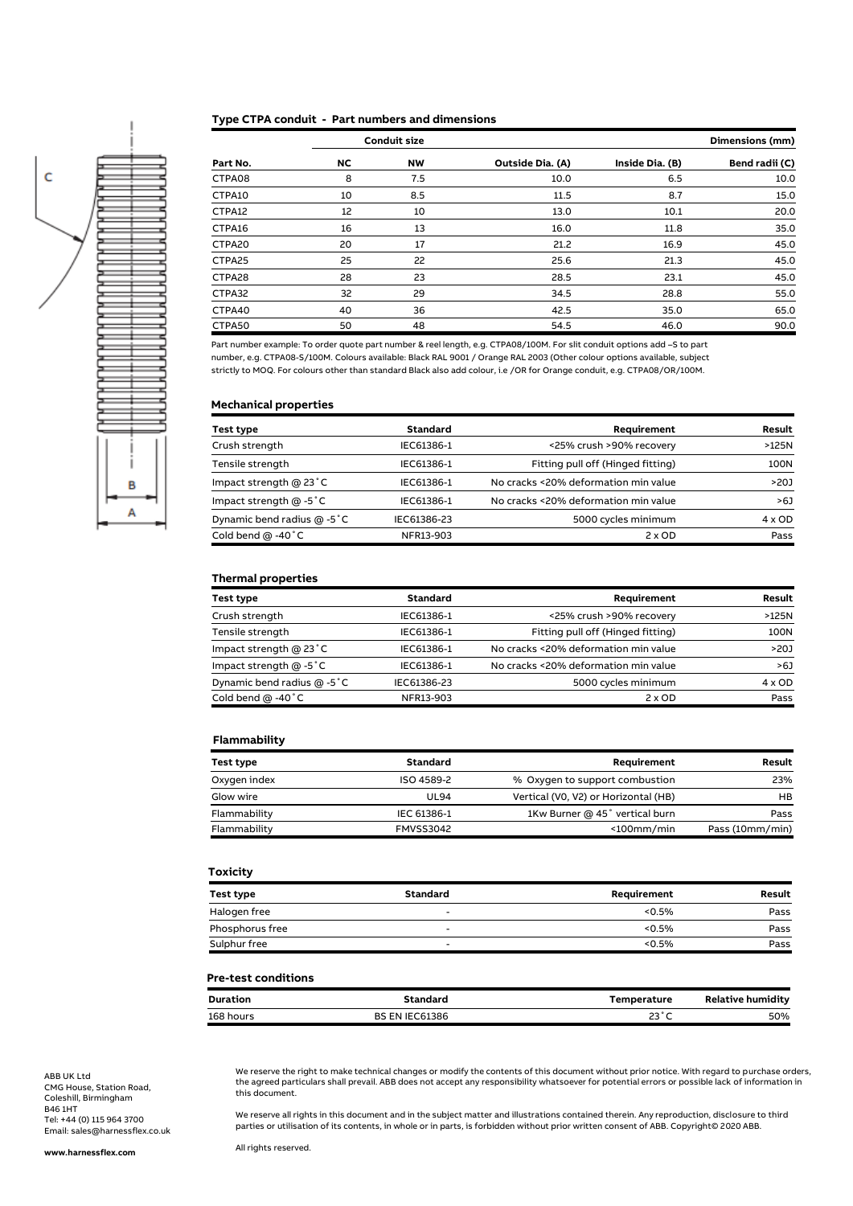### Type CTPA conduit - Part numbers and dimensions

| | Conduit size | | | | Dimensions (mm) |
|---|---|---|---|---|---|
| Part No. | NC | NW | Outside Dia. (A) | Inside Dia. (B) | Bend radii (C) |
| CTPA08 | 8 | 7.5 | 10.0 | 6.5 | 10.0 |
| CTPA10 | 10 | 8.5 | 11.5 | 8.7 | 15.0 |
| CTPA12 | 12 | 10 | 13.0 | 10.1 | 20.0 |
| CTPA16 | 16 | 13 | 16.0 | 11.8 | 35.0 |
| CTPA20 | 20 | 17 | 21.2 | 16.9 | 45.0 |
| CTPA25 | 25 | 22 | 25.6 | 21.3 | 45.0 |
| CTPA28 | 28 | 23 | 28.5 | 23.1 | 45.0 |
| CTPA32 | 32 | 29 | 34.5 | 28.8 | 55.0 |
| CTPA40 | 40 | 36 | 42.5 | 35.0 | 65.0 |
| CTPA50 | 50 | 48 | 54.5 | 46.0 | 90.0 |

Part number example: To order quote part number & reel length, e.g. CTPA08/100M. For slit conduit options add –S to part number, e.g. CTPA08-S/100M. Colours available: Black RAL 9001 / Orange RAL 2003 (Other colour options available, subject strictly to MOQ. For colours other than standard Black also add colour, i.e /OR for Orange conduit, e.g. CTPA08/OR/100M.

### Mechanical properties

| Test type | Standard | Requirement | Result |
|---|---|---|---|
| Crush strength | IEC61386-1 | <25% crush >90% recovery | >125N |
| Tensile strength | IEC61386-1 | Fitting pull off (Hinged fitting) | 100N |
| Impact strength @ 23˚C | IEC61386-1 | No cracks <20% deformation min value | >20J |
| Impact strength @ -5˚C | IEC61386-1 | No cracks <20% deformation min value | >6J |
| Dynamic bend radius @ -5˚C | IEC61386-23 | 5000 cycles minimum | 4 x OD |
| Cold bend @ -40˚C | NFR13-903 | 2 x OD | Pass |

### Thermal properties

| Test type | Standard | Requirement | Result |
|---|---|---|---|
| Crush strength | IEC61386-1 | <25% crush >90% recovery | >125N |
| Tensile strength | IEC61386-1 | Fitting pull off (Hinged fitting) | 100N |
| Impact strength @ 23˚C | IEC61386-1 | No cracks <20% deformation min value | >20J |
| Impact strength @ -5˚C | IEC61386-1 | No cracks <20% deformation min value | >6J |
| Dynamic bend radius @ -5˚C | IEC61386-23 | 5000 cycles minimum | 4 x OD |
| Cold bend @ -40˚C | NFR13-903 | 2 x OD | Pass |

### Flammability

| Test type | Standard | Requirement | Result |
|---|---|---|---|
| Oxygen index | ISO 4589-2 | % Oxygen to support combustion | 23% |
| Glow wire | UL94 | Vertical (V0, V2) or Horizontal (HB) | HB |
| Flammability | IEC 61386-1 | 1Kw Burner @ 45˚ vertical burn | Pass |
| Flammability | FMVSS3042 | <100mm/min | Pass (10mm/min) |

### Toxicity

| Test type | Standard | Requirement | Result |
|---|---|---|---|
| Halogen free | - | <0.5% | Pass |
| Phosphorus free | - | <0.5% | Pass |
| Sulphur free | - | <0.5% | Pass |

### Pre-test conditions

| Duration | Standard | Temperature | Relative humidity |
|---|---|---|---|
| 168 hours | BS EN IEC61386 | 23˚C | 50% |

ABB UK Ltd
CMG House, Station Road,
Coleshill, Birmingham
B46 1HT
Tel: +44 (0) 115 964 3700
Email: sales@harnessflex.co.uk

**www.harnessflex.com**

We reserve the right to make technical changes or modify the contents of this document without prior notice. With regard to purchase orders, the agreed particulars shall prevail. ABB does not accept any responsibility whatsoever for potential errors or possible lack of information in this document.

We reserve all rights in this document and in the subject matter and illustrations contained therein. Any reproduction, disclosure to third parties or utilisation of its contents, in whole or in parts, is forbidden without prior written consent of ABB. Copyright© 2020 ABB.

All rights reserved.